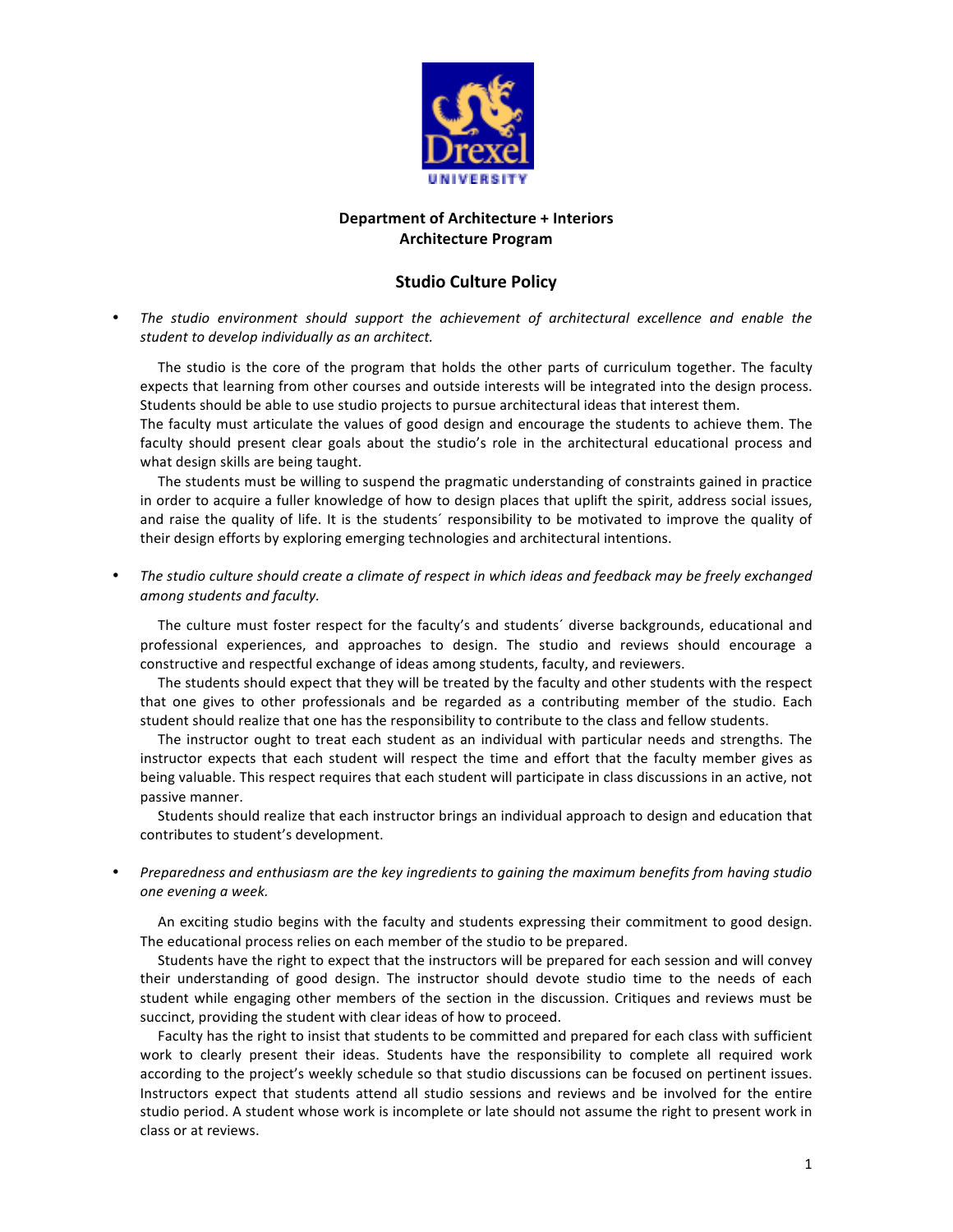**Department of Architecture + Interiors**
**Architecture Program**

## Studio Culture Policy

- *The studio environment should support the achievement of architectural excellence and enable the student to develop individually as an architect.*

  The studio is the core of the program that holds the other parts of curriculum together. The faculty expects that learning from other courses and outside interests will be integrated into the design process. Students should be able to use studio projects to pursue architectural ideas that interest them.
  The faculty must articulate the values of good design and encourage the students to achieve them. The faculty should present clear goals about the studio's role in the architectural educational process and what design skills are being taught.

  The students must be willing to suspend the pragmatic understanding of constraints gained in practice in order to acquire a fuller knowledge of how to design places that uplift the spirit, address social issues, and raise the quality of life. It is the students´ responsibility to be motivated to improve the quality of their design efforts by exploring emerging technologies and architectural intentions.

- *The studio culture should create a climate of respect in which ideas and feedback may be freely exchanged among students and faculty.*

  The culture must foster respect for the faculty's and students´ diverse backgrounds, educational and professional experiences, and approaches to design. The studio and reviews should encourage a constructive and respectful exchange of ideas among students, faculty, and reviewers.

  The students should expect that they will be treated by the faculty and other students with the respect that one gives to other professionals and be regarded as a contributing member of the studio. Each student should realize that one has the responsibility to contribute to the class and fellow students.

  The instructor ought to treat each student as an individual with particular needs and strengths. The instructor expects that each student will respect the time and effort that the faculty member gives as being valuable. This respect requires that each student will participate in class discussions in an active, not passive manner.

  Students should realize that each instructor brings an individual approach to design and education that contributes to student's development.

- *Preparedness and enthusiasm are the key ingredients to gaining the maximum benefits from having studio one evening a week.*

  An exciting studio begins with the faculty and students expressing their commitment to good design. The educational process relies on each member of the studio to be prepared.

  Students have the right to expect that the instructors will be prepared for each session and will convey their understanding of good design. The instructor should devote studio time to the needs of each student while engaging other members of the section in the discussion. Critiques and reviews must be succinct, providing the student with clear ideas of how to proceed.

  Faculty has the right to insist that students to be committed and prepared for each class with sufficient work to clearly present their ideas. Students have the responsibility to complete all required work according to the project's weekly schedule so that studio discussions can be focused on pertinent issues. Instructors expect that students attend all studio sessions and reviews and be involved for the entire studio period. A student whose work is incomplete or late should not assume the right to present work in class or at reviews.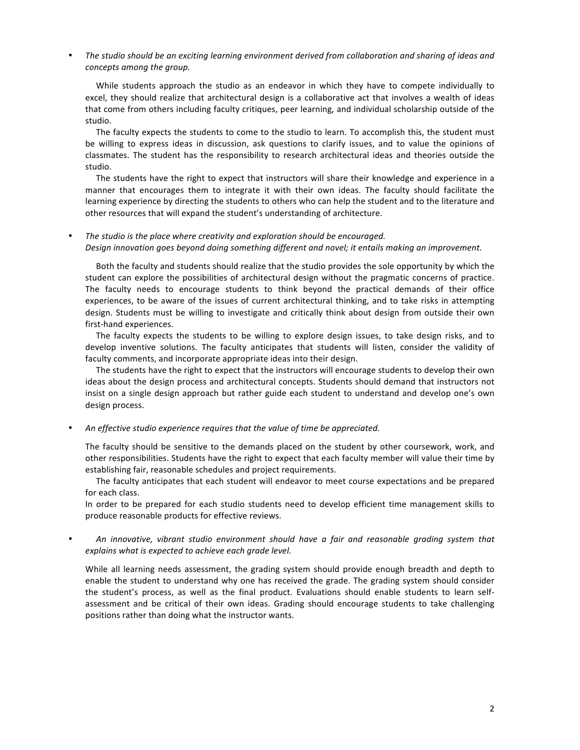- *The studio should be an exciting learning environment derived from collaboration and sharing of ideas and concepts among the group.*

  While students approach the studio as an endeavor in which they have to compete individually to excel, they should realize that architectural design is a collaborative act that involves a wealth of ideas that come from others including faculty critiques, peer learning, and individual scholarship outside of the studio.

  The faculty expects the students to come to the studio to learn. To accomplish this, the student must be willing to express ideas in discussion, ask questions to clarify issues, and to value the opinions of classmates. The student has the responsibility to research architectural ideas and theories outside the studio.

  The students have the right to expect that instructors will share their knowledge and experience in a manner that encourages them to integrate it with their own ideas. The faculty should facilitate the learning experience by directing the students to others who can help the student and to the literature and other resources that will expand the student's understanding of architecture.

- *The studio is the place where creativity and exploration should be encouraged.*
  *Design innovation goes beyond doing something different and novel; it entails making an improvement.*

  Both the faculty and students should realize that the studio provides the sole opportunity by which the student can explore the possibilities of architectural design without the pragmatic concerns of practice. The faculty needs to encourage students to think beyond the practical demands of their office experiences, to be aware of the issues of current architectural thinking, and to take risks in attempting design. Students must be willing to investigate and critically think about design from outside their own first-hand experiences.

  The faculty expects the students to be willing to explore design issues, to take design risks, and to develop inventive solutions. The faculty anticipates that students will listen, consider the validity of faculty comments, and incorporate appropriate ideas into their design.

  The students have the right to expect that the instructors will encourage students to develop their own ideas about the design process and architectural concepts. Students should demand that instructors not insist on a single design approach but rather guide each student to understand and develop one's own design process.

- *An effective studio experience requires that the value of time be appreciated.*

  The faculty should be sensitive to the demands placed on the student by other coursework, work, and other responsibilities. Students have the right to expect that each faculty member will value their time by establishing fair, reasonable schedules and project requirements.

  The faculty anticipates that each student will endeavor to meet course expectations and be prepared for each class.

  In order to be prepared for each studio students need to develop efficient time management skills to produce reasonable products for effective reviews.

- *An innovative, vibrant studio environment should have a fair and reasonable grading system that explains what is expected to achieve each grade level.*

  While all learning needs assessment, the grading system should provide enough breadth and depth to enable the student to understand why one has received the grade. The grading system should consider the student's process, as well as the final product. Evaluations should enable students to learn self-assessment and be critical of their own ideas. Grading should encourage students to take challenging positions rather than doing what the instructor wants.